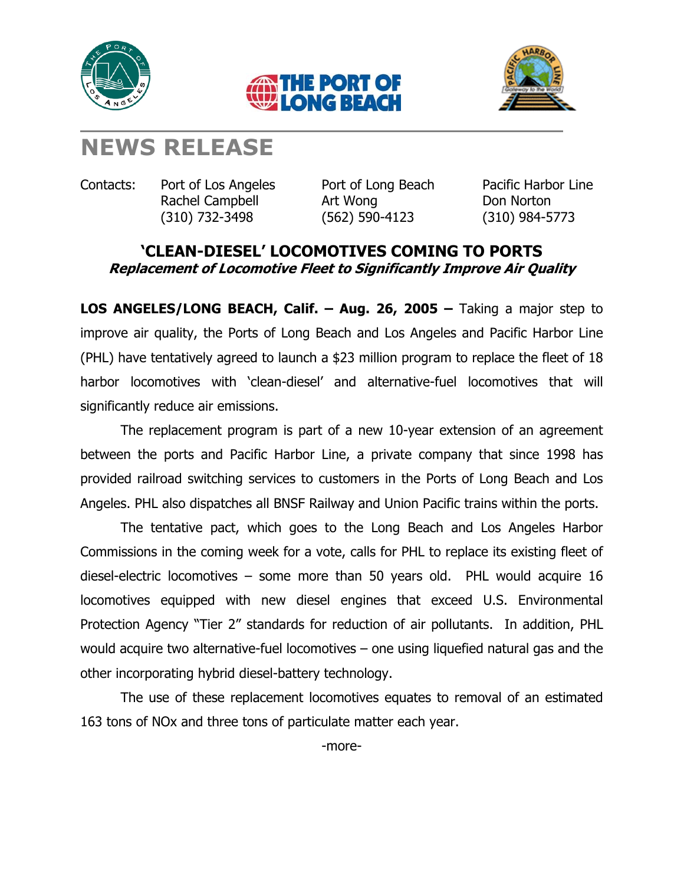# NEWS RELEASE

| Contacts: | Port of Los Angeles | Port of Long Beach | Pacific Harbor Line |
|---|---|---|---|
| | Rachel Campbell | Art Wong | Don Norton |
| | (310) 732-3498 | (562) 590-4123 | (310) 984-5773 |

## 'CLEAN-DIESEL' LOCOMOTIVES COMING TO PORTS

***Replacement of Locomotive Fleet to Significantly Improve Air Quality***

**LOS ANGELES/LONG BEACH, Calif. – Aug. 26, 2005 –** Taking a major step to improve air quality, the Ports of Long Beach and Los Angeles and Pacific Harbor Line (PHL) have tentatively agreed to launch a $23 million program to replace the fleet of 18 harbor locomotives with 'clean-diesel' and alternative-fuel locomotives that will significantly reduce air emissions.

The replacement program is part of a new 10-year extension of an agreement between the ports and Pacific Harbor Line, a private company that since 1998 has provided railroad switching services to customers in the Ports of Long Beach and Los Angeles. PHL also dispatches all BNSF Railway and Union Pacific trains within the ports.

The tentative pact, which goes to the Long Beach and Los Angeles Harbor Commissions in the coming week for a vote, calls for PHL to replace its existing fleet of diesel-electric locomotives – some more than 50 years old. PHL would acquire 16 locomotives equipped with new diesel engines that exceed U.S. Environmental Protection Agency "Tier 2" standards for reduction of air pollutants. In addition, PHL would acquire two alternative-fuel locomotives – one using liquefied natural gas and the other incorporating hybrid diesel-battery technology.

The use of these replacement locomotives equates to removal of an estimated 163 tons of NOx and three tons of particulate matter each year.

-more-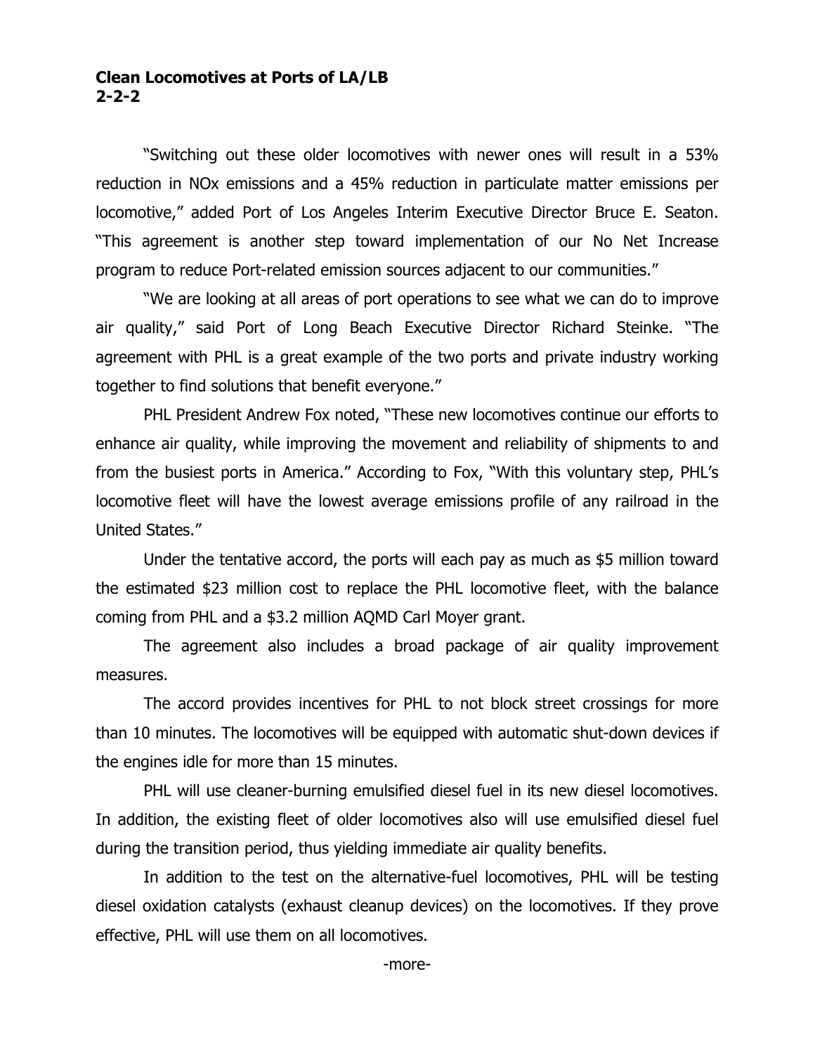“Switching out these older locomotives with newer ones will result in a 53% reduction in NOx emissions and a 45% reduction in particulate matter emissions per locomotive,” added Port of Los Angeles Interim Executive Director Bruce E. Seaton. “This agreement is another step toward implementation of our No Net Increase program to reduce Port-related emission sources adjacent to our communities.”

“We are looking at all areas of port operations to see what we can do to improve air quality,” said Port of Long Beach Executive Director Richard Steinke. “The agreement with PHL is a great example of the two ports and private industry working together to find solutions that benefit everyone.”

PHL President Andrew Fox noted, “These new locomotives continue our efforts to enhance air quality, while improving the movement and reliability of shipments to and from the busiest ports in America.” According to Fox, “With this voluntary step, PHL’s locomotive fleet will have the lowest average emissions profile of any railroad in the United States.”

Under the tentative accord, the ports will each pay as much as $5 million toward the estimated $23 million cost to replace the PHL locomotive fleet, with the balance coming from PHL and a $3.2 million AQMD Carl Moyer grant.

The agreement also includes a broad package of air quality improvement measures.

The accord provides incentives for PHL to not block street crossings for more than 10 minutes. The locomotives will be equipped with automatic shut-down devices if the engines idle for more than 15 minutes.

PHL will use cleaner-burning emulsified diesel fuel in its new diesel locomotives. In addition, the existing fleet of older locomotives also will use emulsified diesel fuel during the transition period, thus yielding immediate air quality benefits.

In addition to the test on the alternative-fuel locomotives, PHL will be testing diesel oxidation catalysts (exhaust cleanup devices) on the locomotives. If they prove effective, PHL will use them on all locomotives.

-more-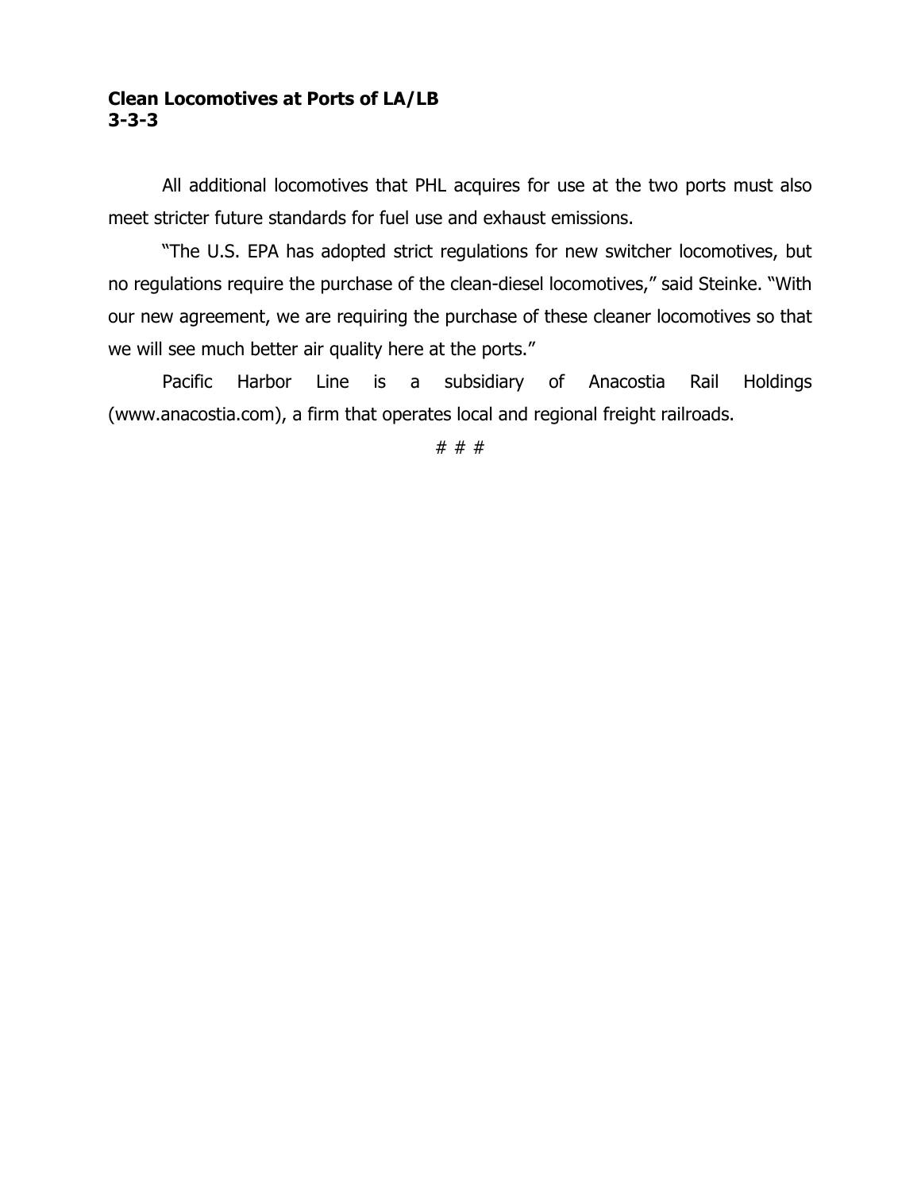All additional locomotives that PHL acquires for use at the two ports must also meet stricter future standards for fuel use and exhaust emissions.

"The U.S. EPA has adopted strict regulations for new switcher locomotives, but no regulations require the purchase of the clean-diesel locomotives," said Steinke. "With our new agreement, we are requiring the purchase of these cleaner locomotives so that we will see much better air quality here at the ports."

Pacific Harbor Line is a subsidiary of Anacostia Rail Holdings (www.anacostia.com), a firm that operates local and regional freight railroads.

# # #